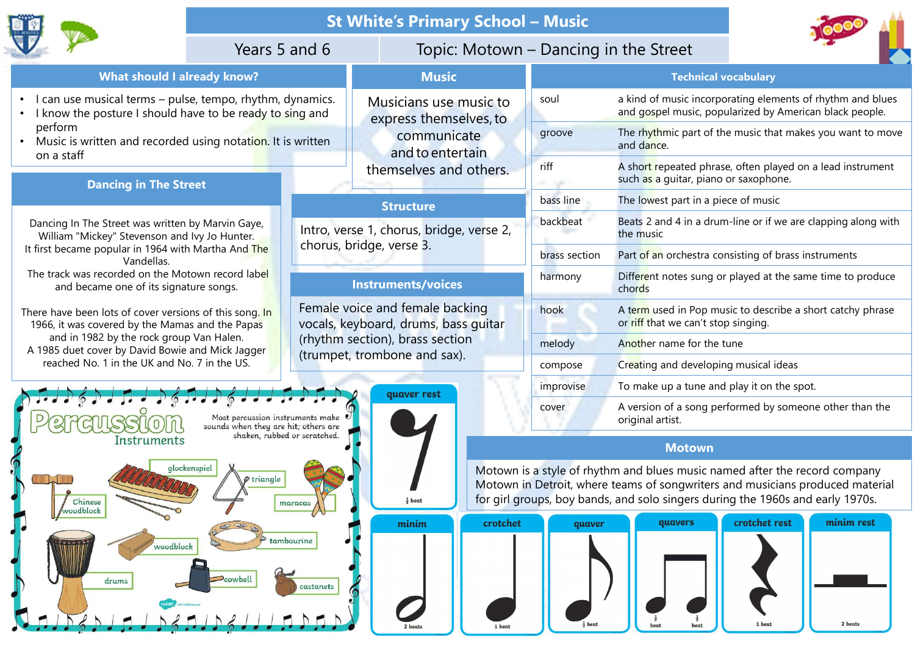# St White's Primary School – Music

Years 5 and 6 | Topic: Motown – Dancing in the Street

## What should I already know?

- I can use musical terms – pulse, tempo, rhythm, dynamics.
- I know the posture I should have to be ready to sing and perform
- Music is written and recorded using notation. It is written on a staff

## Music

Musicians use music to express themselves, to communicate and to entertain themselves and others.

## Dancing in The Street

Dancing In The Street was written by Marvin Gaye, William "Mickey" Stevenson and Ivy Jo Hunter. It first became popular in 1964 with Martha And The Vandellas. The track was recorded on the Motown record label and became one of its signature songs.

There have been lots of cover versions of this song. In 1966, it was covered by the Mamas and the Papas and in 1982 by the rock group Van Halen. A 1985 duet cover by David Bowie and Mick Jagger reached No. 1 in the UK and No. 7 in the US.

## Structure

Intro, verse 1, chorus, bridge, verse 2, chorus, bridge, verse 3.

## Instruments/voices

Female voice and female backing vocals, keyboard, drums, bass guitar (rhythm section), brass section (trumpet, trombone and sax).

## Technical vocabulary

| | |
|---|---|
| soul | a kind of music incorporating elements of rhythm and blues and gospel music, popularized by American black people. |
| groove | The rhythmic part of the music that makes you want to move and dance. |
| riff | A short repeated phrase, often played on a lead instrument such as a guitar, piano or saxophone. |
| bass line | The lowest part in a piece of music |
| backbeat | Beats 2 and 4 in a drum-line or if we are clapping along with the music |
| brass section | Part of an orchestra consisting of brass instruments |
| harmony | Different notes sung or played at the same time to produce chords |
| hook | A term used in Pop music to describe a short catchy phrase or riff that we can't stop singing. |
| melody | Another name for the tune |
| compose | Creating and developing musical ideas |
| improvise | To make up a tune and play it on the spot. |
| cover | A version of a song performed by someone other than the original artist. |

## Percussion Instruments

Most percussion instruments make sounds when they are hit; others are shaken, rubbed or scratched.

glockenspiel, triangle, maracas, Chinese woodblock, woodblock, tambourine, drums, cowbell, castanets

## Motown

Motown is a style of rhythm and blues music named after the record company Motown in Detroit, where teams of songwriters and musicians produced material for girl groups, boy bands, and solo singers during the 1960s and early 1970s.

| Note | Value |
|---|---|
| quaver rest | ½ beat |
| minim | 2 beats |
| crotchet | 1 beat |
| quaver | ½ beat |
| quavers | ½ beat, ½ beat |
| crotchet rest | 1 beat |
| minim rest | 2 beats |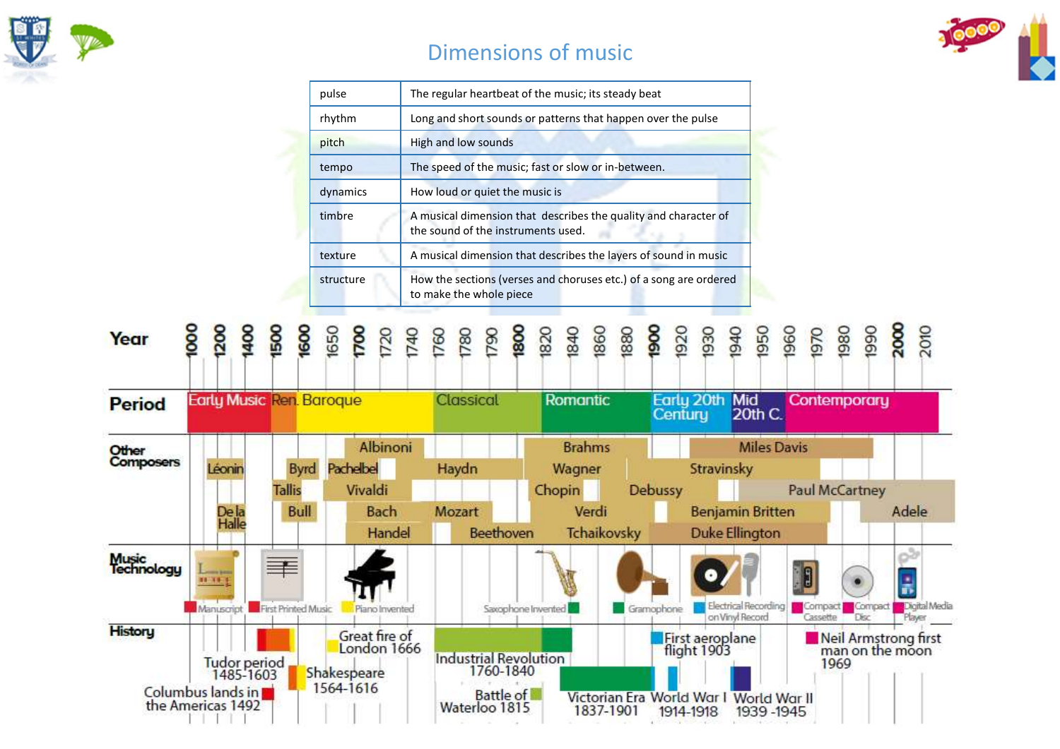# Dimensions of music

| | |
|---|---|
| pulse | The regular heartbeat of the music; its steady beat |
| rhythm | Long and short sounds or patterns that happen over the pulse |
| pitch | High and low sounds |
| tempo | The speed of the music; fast or slow or in-between. |
| dynamics | How loud or quiet the music is |
| timbre | A musical dimension that describes the quality and character of the sound of the instruments used. |
| texture | A musical dimension that describes the layers of sound in music |
| structure | How the sections (verses and choruses etc.) of a song are ordered to make the whole piece |

Year

1000 1200 1400 1500 1600 1650 1700 1720 1740 1760 1780 1790 1800 1820 1840 1860 1880 1900 1920 1930 1940 1950 1960 1970 1980 1990 2000 2010

Period

Early Music Ren. Baroque Classical Romantic Early 20th Century Mid 20th C. Contemporary

Other Composers

Albinoni Brahms Miles Davis Léonin Byrd Pachelbel Haydn Wagner Stravinsky Tallis Vivaldi Chopin Debussy Paul McCartney De la Halle Bull Bach Mozart Verdi Benjamin Britten Adele Handel Beethoven Tchaikovsky Duke Ellington

Music Technology

Manuscript First Printed Music Piano Invented Saxophone Invented Gramophone Electrical Recording on Vinyl Record Compact Cassette Compact Disc Digital Media Player

History

Tudor period 1485-1603

Columbus lands in the Americas 1492

Great fire of London 1666

Shakespeare 1564-1616

Industrial Revolution 1760-1840

Battle of Waterloo 1815

First aeroplane flight 1903

Victorian Era 1837-1901

World War I 1914-1918

World War II 1939 -1945

Neil Armstrong first man on the moon 1969